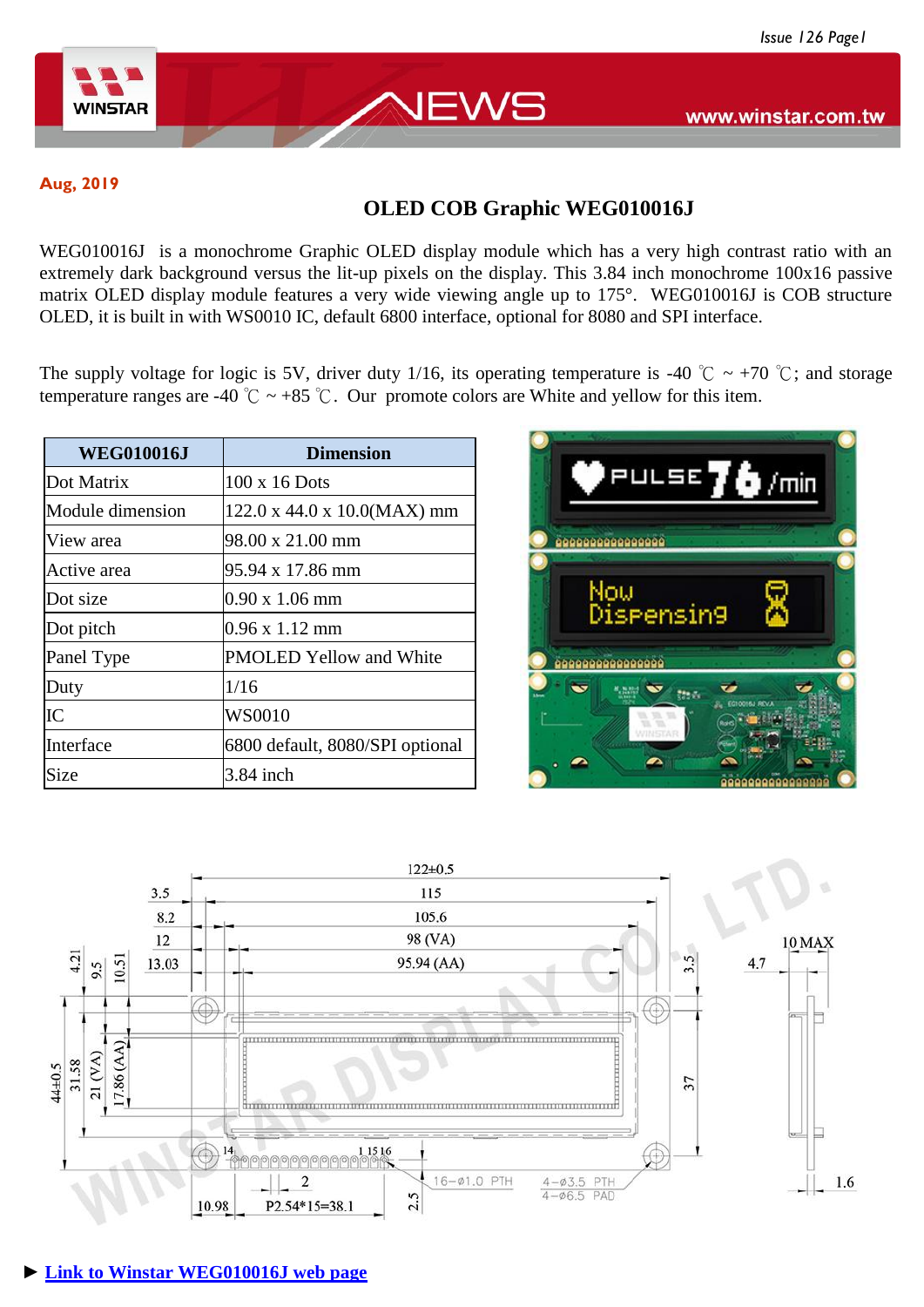Aug, 2019

# OLED COB Graphic WEG010016J

WEG010016J is a monochrome Graphic OLED display module which has a very high contrast ratio with an extremely dark background versus the lit-up pixels on the display. This 3.84 inch monochrome 100x16 passive matrix OLED display module features a very wide viewing angle up to 175°. WEG010016J is COB structure OLED, it is built in with WS0010 IC, default 6800 interface, optional for 8080 and SPI interface.

The supply voltage for logic is 5V, driver duty 1/16, its operating temperature is -40 ℃ ~ +70 ℃; and storage temperature ranges are -40 ℃ ~ +85 ℃. Our promote colors are White and yellow for this item.

| WEG010016J | Dimension |
|---|---|
| Dot Matrix | 100 x 16 Dots |
| Module dimension | 122.0 x 44.0 x 10.0(MAX) mm |
| View area | 98.00 x 21.00 mm |
| Active area | 95.94 x 17.86 mm |
| Dot size | 0.90 x 1.06 mm |
| Dot pitch | 0.96 x 1.12 mm |
| Panel Type | PMOLED Yellow and White |
| Duty | 1/16 |
| IC | WS0010 |
| Interface | 6800 default, 8080/SPI optional |
| Size | 3.84 inch |

► Link to Winstar WEG010016J web page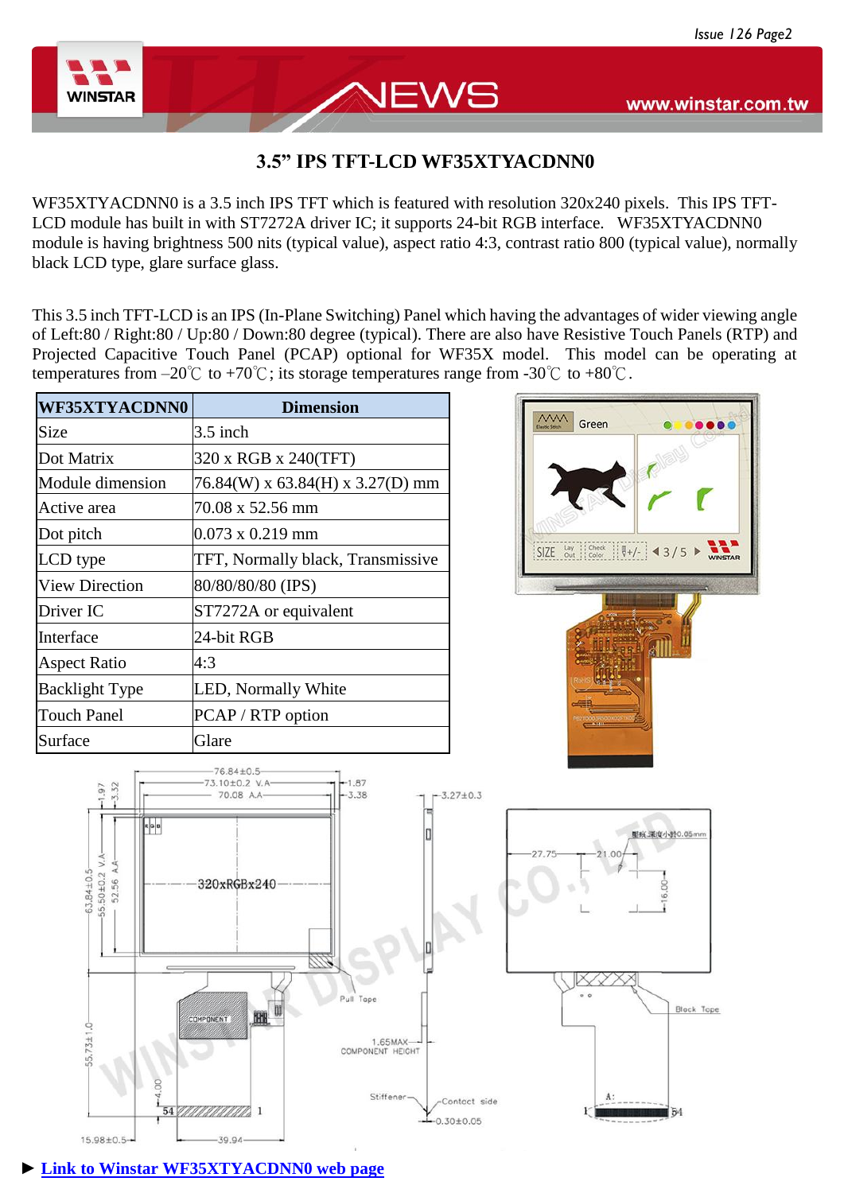## 3.5" IPS TFT-LCD WF35XTYACDNN0

WF35XTYACDNN0 is a 3.5 inch IPS TFT which is featured with resolution 320x240 pixels. This IPS TFT-LCD module has built in with ST7272A driver IC; it supports 24-bit RGB interface. WF35XTYACDNN0 module is having brightness 500 nits (typical value), aspect ratio 4:3, contrast ratio 800 (typical value), normally black LCD type, glare surface glass.

This 3.5 inch TFT-LCD is an IPS (In-Plane Switching) Panel which having the advantages of wider viewing angle of Left:80 / Right:80 / Up:80 / Down:80 degree (typical). There are also have Resistive Touch Panels (RTP) and Projected Capacitive Touch Panel (PCAP) optional for WF35X model. This model can be operating at temperatures from –20℃ to +70℃; its storage temperatures range from -30℃ to +80℃.

| WF35XTYACDNN0 | Dimension |
| --- | --- |
| Size | 3.5 inch |
| Dot Matrix | 320 x RGB x 240(TFT) |
| Module dimension | 76.84(W) x 63.84(H) x 3.27(D) mm |
| Active area | 70.08 x 52.56 mm |
| Dot pitch | 0.073 x 0.219 mm |
| LCD type | TFT, Normally black, Transmissive |
| View Direction | 80/80/80/80 (IPS) |
| Driver IC | ST7272A or equivalent |
| Interface | 24-bit RGB |
| Aspect Ratio | 4:3 |
| Backlight Type | LED, Normally White |
| Touch Panel | PCAP / RTP option |
| Surface | Glare |

► [Link to Winstar WF35XTYACDNN0 web page]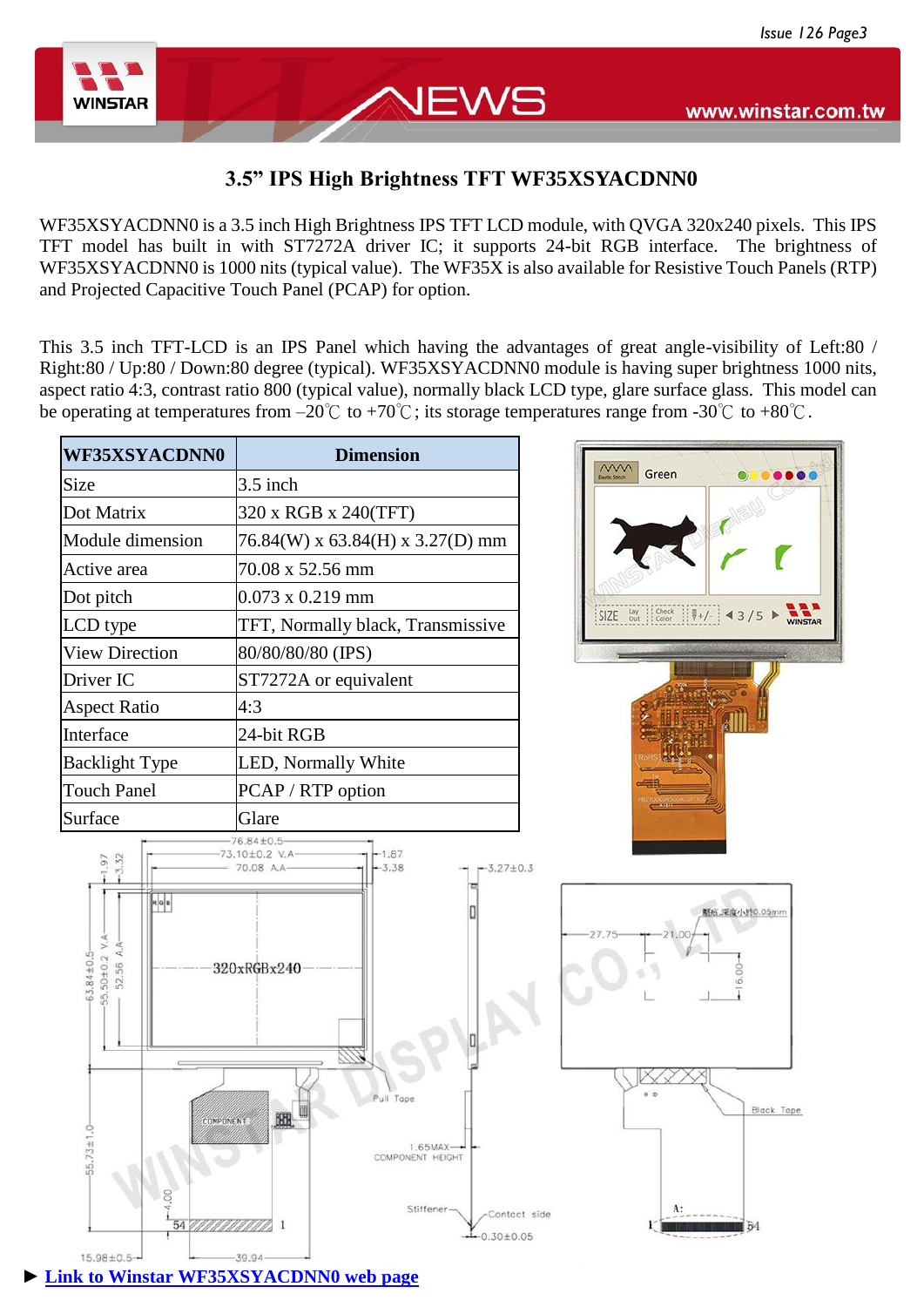## 3.5” IPS High Brightness TFT WF35XSYACDNN0

WF35XSYACDNN0 is a 3.5 inch High Brightness IPS TFT LCD module, with QVGA 320x240 pixels. This IPS TFT model has built in with ST7272A driver IC; it supports 24-bit RGB interface. The brightness of WF35XSYACDNN0 is 1000 nits (typical value). The WF35X is also available for Resistive Touch Panels (RTP) and Projected Capacitive Touch Panel (PCAP) for option.

This 3.5 inch TFT-LCD is an IPS Panel which having the advantages of great angle-visibility of Left:80 / Right:80 / Up:80 / Down:80 degree (typical). WF35XSYACDNN0 module is having super brightness 1000 nits, aspect ratio 4:3, contrast ratio 800 (typical value), normally black LCD type, glare surface glass. This model can be operating at temperatures from –20℃ to +70℃; its storage temperatures range from -30℃ to +80℃.

| WF35XSYACDNN0 | Dimension |
|---|---|
| Size | 3.5 inch |
| Dot Matrix | 320 x RGB x 240(TFT) |
| Module dimension | 76.84(W) x 63.84(H) x 3.27(D) mm |
| Active area | 70.08 x 52.56 mm |
| Dot pitch | 0.073 x 0.219 mm |
| LCD type | TFT, Normally black, Transmissive |
| View Direction | 80/80/80/80 (IPS) |
| Driver IC | ST7272A or equivalent |
| Aspect Ratio | 4:3 |
| Interface | 24-bit RGB |
| Backlight Type | LED, Normally White |
| Touch Panel | PCAP / RTP option |
| Surface | Glare |

76.84±0.5
73.10±0.2 V.A
70.08 A.A
1.87
3.38
3.27±0.3
1.97
3.32
63.84±0.5
55.50±0.2 V.A
52.56 A.A
320xRGBx240
27.75
21.00
16.00
Pull Tape
COMPONENT
1.65MAX
COMPONENT HEIGHT
Black Tape
55.73±1.0
4.00
54
1
Stiffener
Contact side
0.30±0.05
15.98±0.5
39.94

► [Link to Winstar WF35XSYACDNN0 web page]